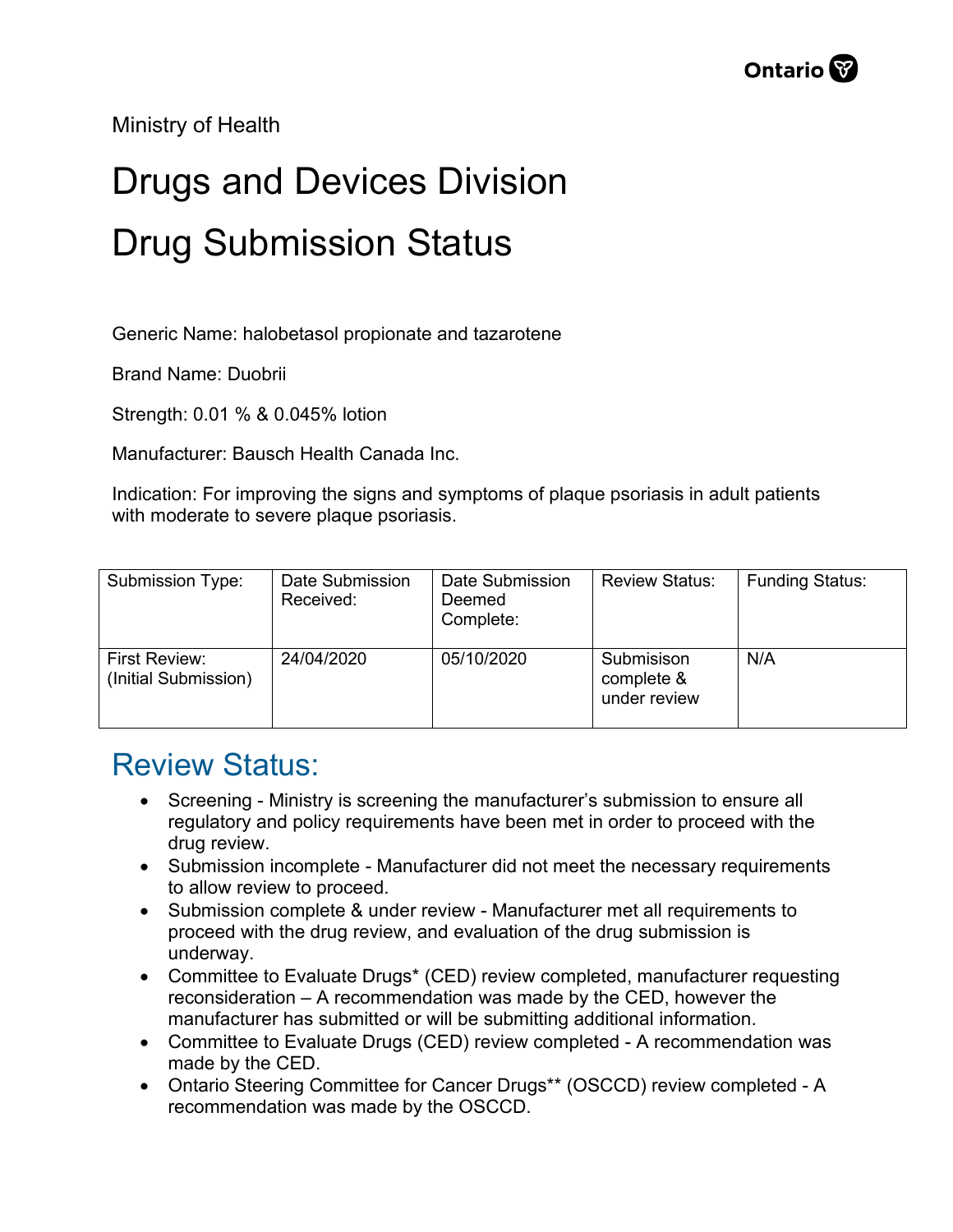Ministry of Health

# Drugs and Devices Division

# Drug Submission Status

Generic Name: halobetasol propionate and tazarotene

Brand Name: Duobrii

Strength: 0.01 % & 0.045% lotion

Manufacturer: Bausch Health Canada Inc.

Indication: For improving the signs and symptoms of plaque psoriasis in adult patients with moderate to severe plaque psoriasis.

| Submission Type: | Date Submission Received: | Date Submission Deemed Complete: | Review Status: | Funding Status: |
|---|---|---|---|---|
| First Review: (Initial Submission) | 24/04/2020 | 05/10/2020 | Submisison complete & under review | N/A |

## Review Status:

- Screening - Ministry is screening the manufacturer's submission to ensure all regulatory and policy requirements have been met in order to proceed with the drug review.
- Submission incomplete - Manufacturer did not meet the necessary requirements to allow review to proceed.
- Submission complete & under review - Manufacturer met all requirements to proceed with the drug review, and evaluation of the drug submission is underway.
- Committee to Evaluate Drugs* (CED) review completed, manufacturer requesting reconsideration – A recommendation was made by the CED, however the manufacturer has submitted or will be submitting additional information.
- Committee to Evaluate Drugs (CED) review completed - A recommendation was made by the CED.
- Ontario Steering Committee for Cancer Drugs** (OSCCD) review completed - A recommendation was made by the OSCCD.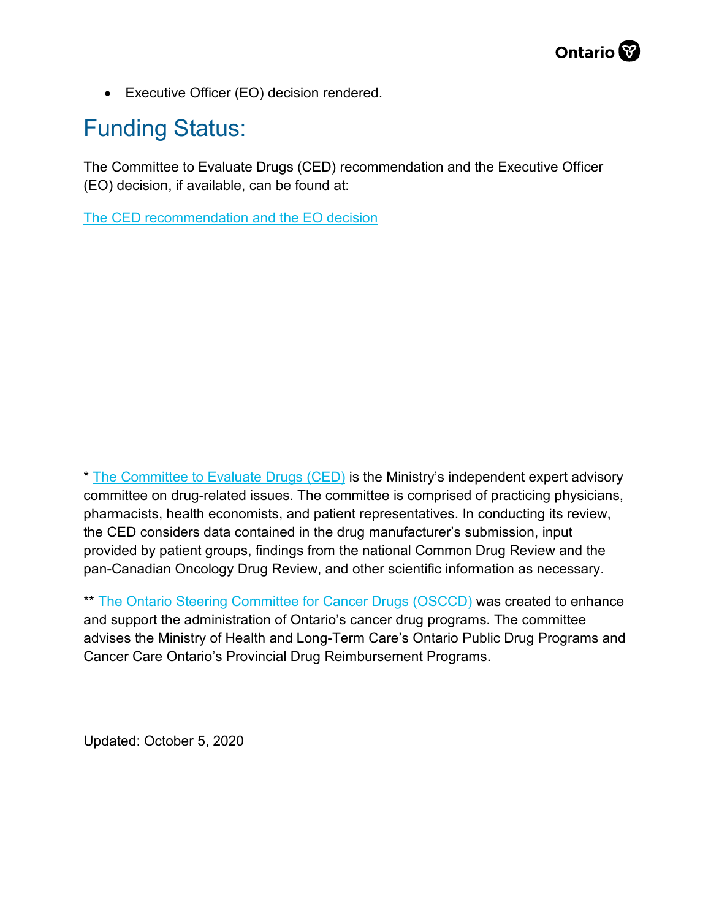- Executive Officer (EO) decision rendered.

## Funding Status:

The Committee to Evaluate Drugs (CED) recommendation and the Executive Officer (EO) decision, if available, can be found at:

The CED recommendation and the EO decision

* The Committee to Evaluate Drugs (CED) is the Ministry's independent expert advisory committee on drug-related issues. The committee is comprised of practicing physicians, pharmacists, health economists, and patient representatives. In conducting its review, the CED considers data contained in the drug manufacturer's submission, input provided by patient groups, findings from the national Common Drug Review and the pan-Canadian Oncology Drug Review, and other scientific information as necessary.

** The Ontario Steering Committee for Cancer Drugs (OSCCD) was created to enhance and support the administration of Ontario's cancer drug programs. The committee advises the Ministry of Health and Long-Term Care's Ontario Public Drug Programs and Cancer Care Ontario's Provincial Drug Reimbursement Programs.

Updated: October 5, 2020